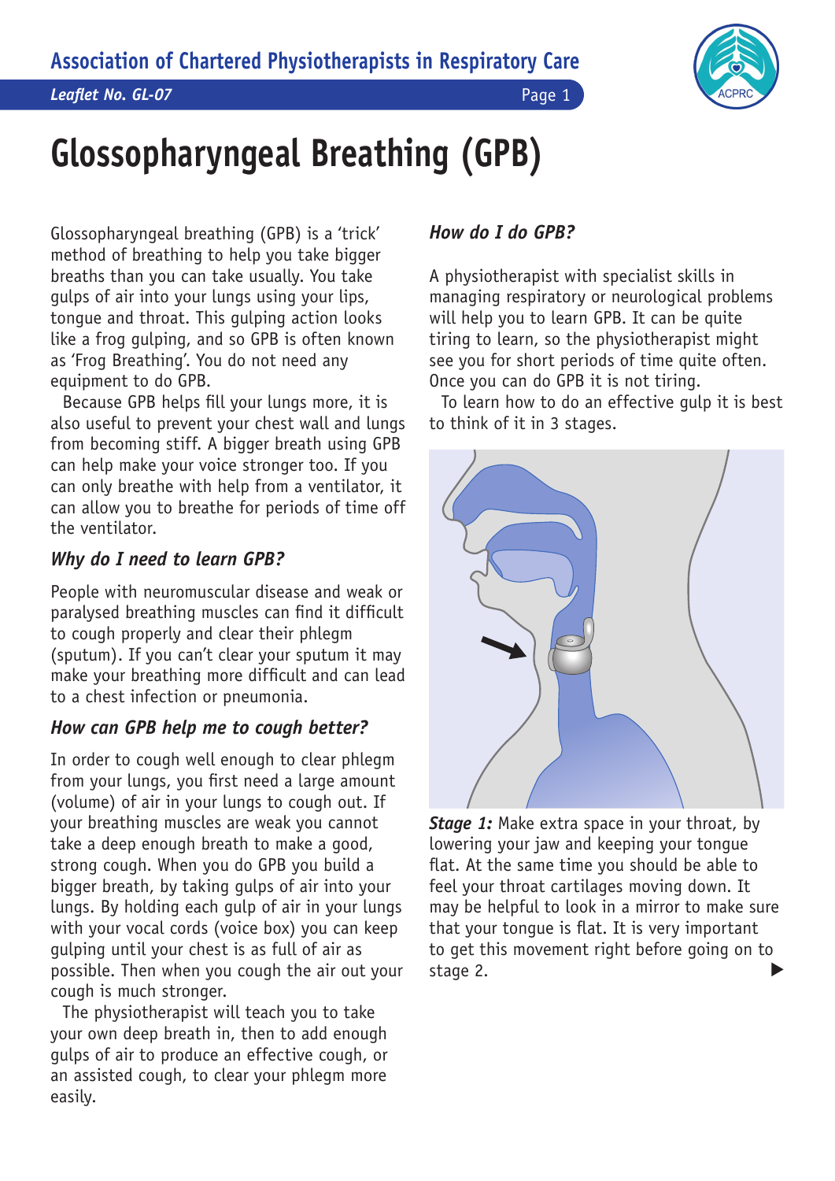# Glossopharyngeal Breathing (GPB)

Glossopharyngeal breathing (GPB) is a 'trick' method of breathing to help you take bigger breaths than you can take usually. You take gulps of air into your lungs using your lips, tongue and throat. This gulping action looks like a frog gulping, and so GPB is often known as 'Frog Breathing'. You do not need any equipment to do GPB.

Because GPB helps fill your lungs more, it is also useful to prevent your chest wall and lungs from becoming stiff. A bigger breath using GPB can help make your voice stronger too. If you can only breathe with help from a ventilator, it can allow you to breathe for periods of time off the ventilator.

### *Why do I need to learn GPB?*

People with neuromuscular disease and weak or paralysed breathing muscles can find it difficult to cough properly and clear their phlegm (sputum). If you can't clear your sputum it may make your breathing more difficult and can lead to a chest infection or pneumonia.

### *How can GPB help me to cough better?*

In order to cough well enough to clear phlegm from your lungs, you first need a large amount (volume) of air in your lungs to cough out. If your breathing muscles are weak you cannot take a deep enough breath to make a good, strong cough. When you do GPB you build a bigger breath, by taking gulps of air into your lungs. By holding each gulp of air in your lungs with your vocal cords (voice box) you can keep gulping until your chest is as full of air as possible. Then when you cough the air out your cough is much stronger.

The physiotherapist will teach you to take your own deep breath in, then to add enough gulps of air to produce an effective cough, or an assisted cough, to clear your phlegm more easily.

### *How do I do GPB?*

A physiotherapist with specialist skills in managing respiratory or neurological problems will help you to learn GPB. It can be quite tiring to learn, so the physiotherapist might see you for short periods of time quite often. Once you can do GPB it is not tiring.

To learn how to do an effective gulp it is best to think of it in 3 stages.

***Stage 1:*** Make extra space in your throat, by lowering your jaw and keeping your tongue flat. At the same time you should be able to feel your throat cartilages moving down. It may be helpful to look in a mirror to make sure that your tongue is flat. It is very important to get this movement right before going on to stage 2.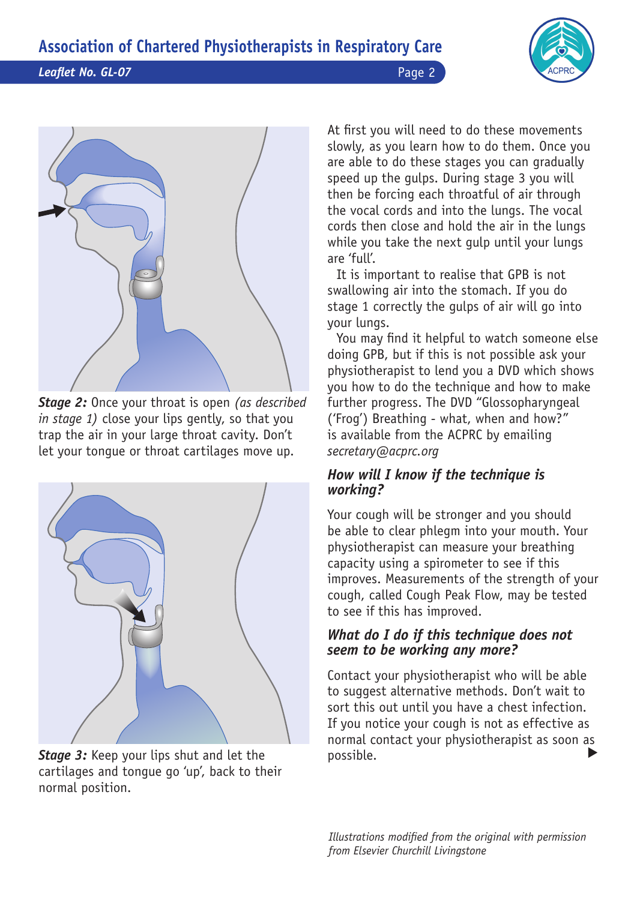***Stage 2:*** Once your throat is open *(as described in stage 1)* close your lips gently, so that you trap the air in your large throat cavity. Don't let your tongue or throat cartilages move up.

***Stage 3:*** Keep your lips shut and let the cartilages and tongue go 'up', back to their normal position.

At first you will need to do these movements slowly, as you learn how to do them. Once you are able to do these stages you can gradually speed up the gulps. During stage 3 you will then be forcing each throatful of air through the vocal cords and into the lungs. The vocal cords then close and hold the air in the lungs while you take the next gulp until your lungs are 'full'.

It is important to realise that GPB is not swallowing air into the stomach. If you do stage 1 correctly the gulps of air will go into your lungs.

You may find it helpful to watch someone else doing GPB, but if this is not possible ask your physiotherapist to lend you a DVD which shows you how to do the technique and how to make further progress. The DVD "Glossopharyngeal ('Frog') Breathing - what, when and how?" is available from the ACPRC by emailing *secretary@acprc.org*

### *How will I know if the technique is working?*

Your cough will be stronger and you should be able to clear phlegm into your mouth. Your physiotherapist can measure your breathing capacity using a spirometer to see if this improves. Measurements of the strength of your cough, called Cough Peak Flow, may be tested to see if this has improved.

### *What do I do if this technique does not seem to be working any more?*

Contact your physiotherapist who will be able to suggest alternative methods. Don't wait to sort this out until you have a chest infection. If you notice your cough is not as effective as normal contact your physiotherapist as soon as possible.

*Illustrations modified from the original with permission from Elsevier Churchill Livingstone*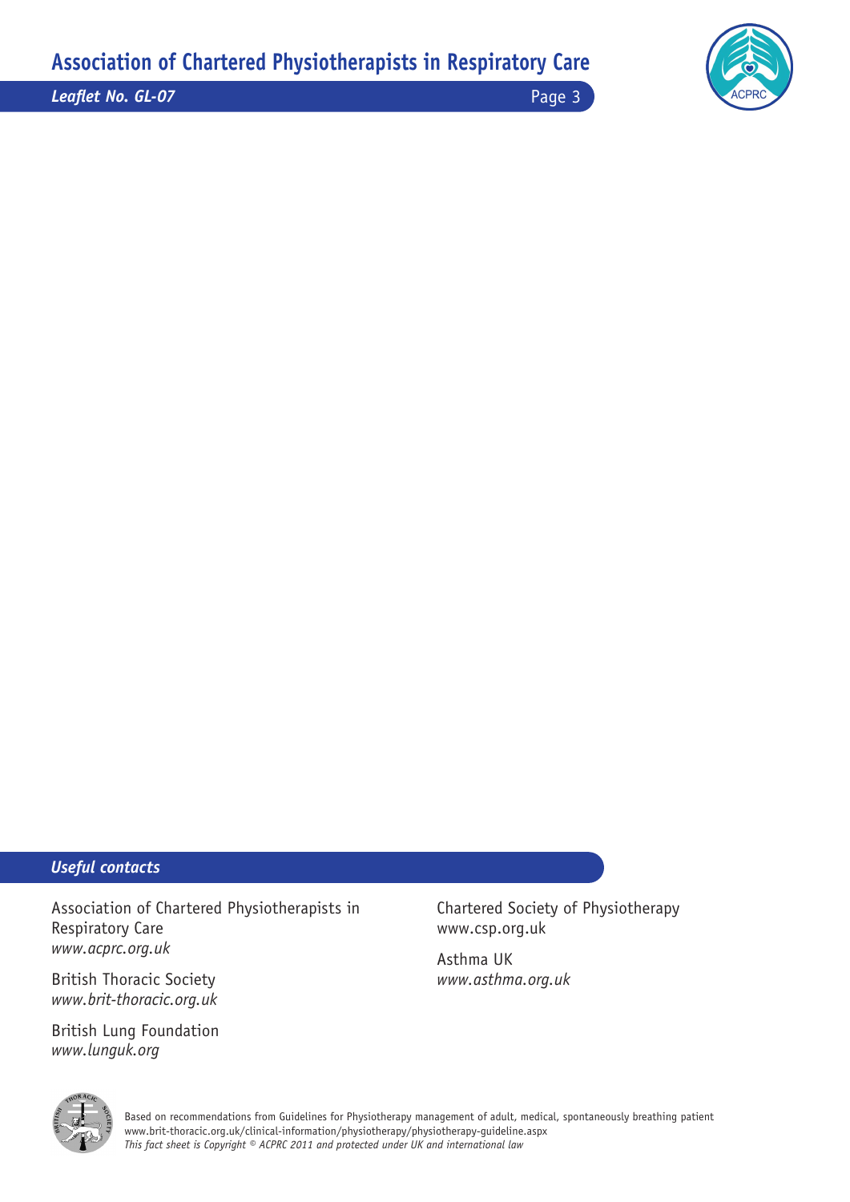## *Useful contacts*

Association of Chartered Physiotherapists in Respiratory Care
*www.acprc.org.uk*

British Thoracic Society
*www.brit-thoracic.org.uk*

British Lung Foundation
*www.lunguk.org*

Chartered Society of Physiotherapy
www.csp.org.uk

Asthma UK
*www.asthma.org.uk*

Based on recommendations from Guidelines for Physiotherapy management of adult, medical, spontaneously breathing patient
www.brit-thoracic.org.uk/clinical-information/physiotherapy/physiotherapy-guideline.aspx
*This fact sheet is Copyright © ACPRC 2011 and protected under UK and international law*